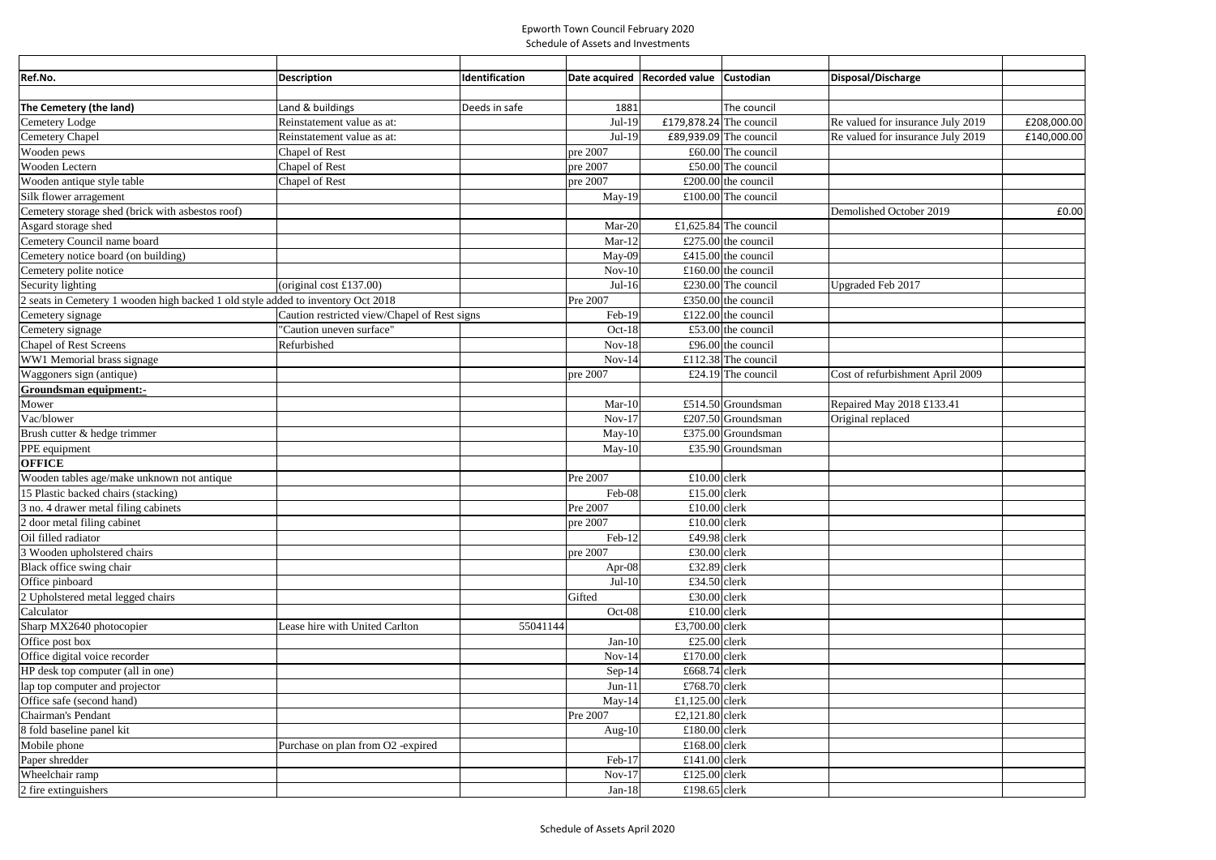Epworth Town Council February 2020

Schedule of Assets and Investments

| Ref.No. | Description | Identification | Date acquired | Recorded value | Custodian | Disposal/Discharge | |
|---|---|---|---|---|---|---|---|
| The Cemetery (the land) | Land & buildings | Deeds in safe | 1881 | | The council | | |
| Cemetery Lodge | Reinstatement value as at: | | Jul-19 | £179,878.24 | The council | Re valued for insurance July 2019 | £208,000.00 |
| Cemetery Chapel | Reinstatement value as at: | | Jul-19 | £89,939.09 | The council | Re valued for insurance July 2019 | £140,000.00 |
| Wooden pews | Chapel of Rest | | pre 2007 | £60.00 | The council | | |
| Wooden Lectern | Chapel of Rest | | pre 2007 | £50.00 | The council | | |
| Wooden antique style table | Chapel of Rest | | pre 2007 | £200.00 | the council | | |
| Silk flower arragement | | | May-19 | £100.00 | The council | | |
| Cemetery storage shed (brick with asbestos roof) | | | | | | Demolished October 2019 | £0.00 |
| Asgard storage shed | | | Mar-20 | £1,625.84 | The council | | |
| Cemetery Council name board | | | Mar-12 | £275.00 | the council | | |
| Cemetery notice board (on building) | | | May-09 | £415.00 | the council | | |
| Cemetery polite notice | | | Nov-10 | £160.00 | the council | | |
| Security lighting | (original cost £137.00) | | Jul-16 | £230.00 | The council | Upgraded Feb 2017 | |
| 2 seats in Cemetery 1 wooden high backed 1 old style added to inventory Oct 2018 | | | Pre 2007 | £350.00 | the council | | |
| Cemetery signage | Caution restricted view/Chapel of Rest signs | | Feb-19 | £122.00 | the council | | |
| Cemetery signage | "Caution uneven surface" | | Oct-18 | £53.00 | the council | | |
| Chapel of Rest Screens | Refurbished | | Nov-18 | £96.00 | the council | | |
| WW1 Memorial brass signage | | | Nov-14 | £112.38 | The council | | |
| Waggoners sign (antique) | | | pre 2007 | £24.19 | The council | Cost of refurbishment April 2009 | |
| **Groundsman equipment:-** | | | | | | | |
| Mower | | | Mar-10 | £514.50 | Groundsman | Repaired May 2018 £133.41 | |
| Vac/blower | | | Nov-17 | £207.50 | Groundsman | Original replaced | |
| Brush cutter & hedge trimmer | | | May-10 | £375.00 | Groundsman | | |
| PPE equipment | | | May-10 | £35.90 | Groundsman | | |
| **OFFICE** | | | | | | | |
| Wooden tables age/make unknown not antique | | | Pre 2007 | £10.00 | clerk | | |
| 15 Plastic backed chairs (stacking) | | | Feb-08 | £15.00 | clerk | | |
| 3 no. 4 drawer metal filing cabinets | | | Pre 2007 | £10.00 | clerk | | |
| 2 door metal filing cabinet | | | pre 2007 | £10.00 | clerk | | |
| Oil filled radiator | | | Feb-12 | £49.98 | clerk | | |
| 3 Wooden upholstered chairs | | | pre 2007 | £30.00 | clerk | | |
| Black office swing chair | | | Apr-08 | £32.89 | clerk | | |
| Office pinboard | | | Jul-10 | £34.50 | clerk | | |
| 2 Upholstered metal legged chairs | | | Gifted | £30.00 | clerk | | |
| Calculator | | | Oct-08 | £10.00 | clerk | | |
| Sharp MX2640 photocopier | Lease hire with United Carlton | 55041144 | | £3,700.00 | clerk | | |
| Office post box | | | Jan-10 | £25.00 | clerk | | |
| Office digital voice recorder | | | Nov-14 | £170.00 | clerk | | |
| HP desk top computer (all in one) | | | Sep-14 | £668.74 | clerk | | |
| lap top computer and projector | | | Jun-11 | £768.70 | clerk | | |
| Office safe (second hand) | | | May-14 | £1,125.00 | clerk | | |
| Chairman's Pendant | | | Pre 2007 | £2,121.80 | clerk | | |
| 8 fold baseline panel kit | | | Aug-10 | £180.00 | clerk | | |
| Mobile phone | Purchase on plan from O2 -expired | | | £168.00 | clerk | | |
| Paper shredder | | | Feb-17 | £141.00 | clerk | | |
| Wheelchair ramp | | | Nov-17 | £125.00 | clerk | | |
| 2 fire extinguishers | | | Jan-18 | £198.65 | clerk | | |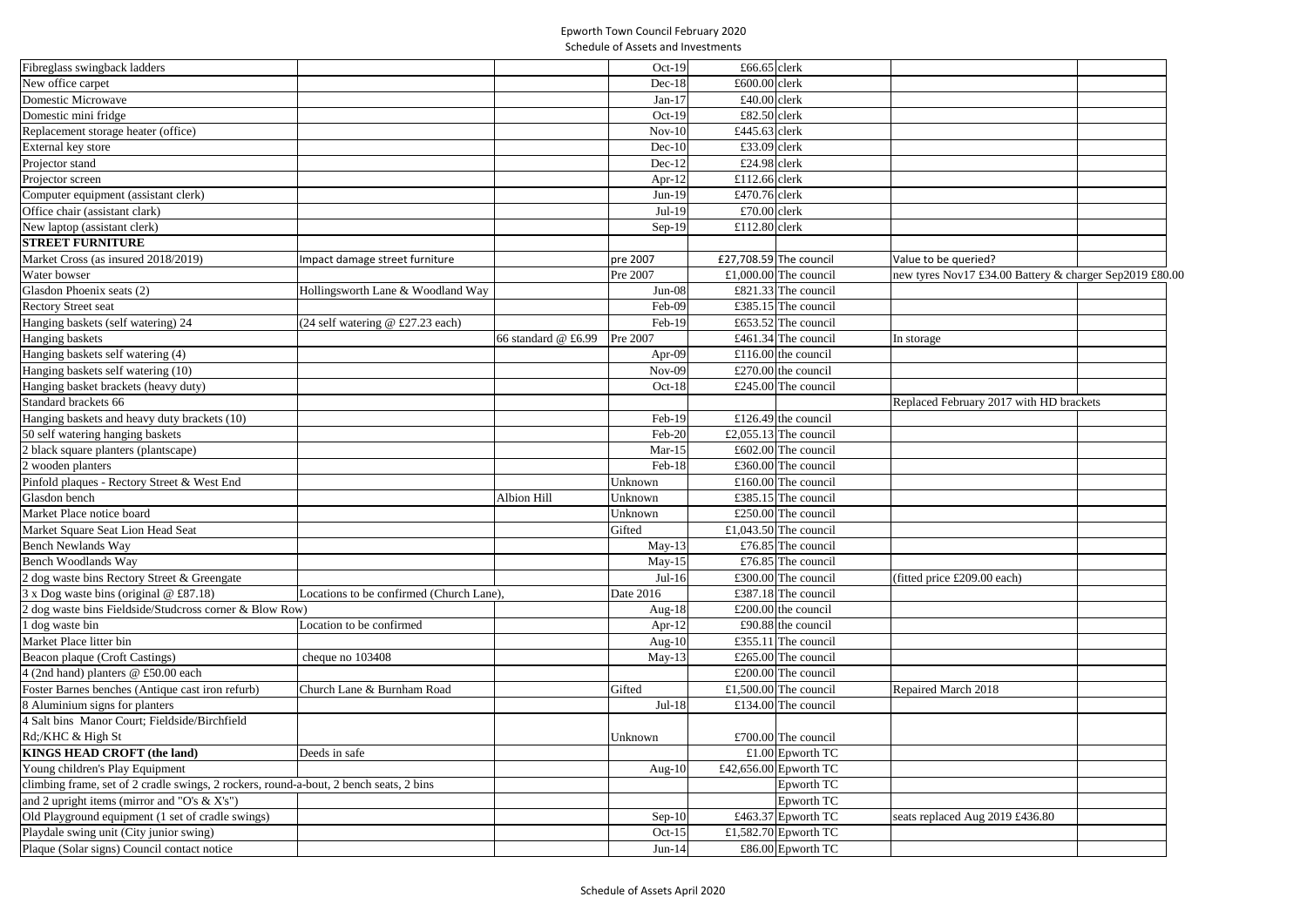Epworth Town Council February 2020
Schedule of Assets and Investments

| | | | | | | | |
|---|---|---|---|---|---|---|---|
| Fibreglass swingback ladders | | | Oct-19 | £66.65 | clerk | | |
| New office carpet | | | Dec-18 | £600.00 | clerk | | |
| Domestic Microwave | | | Jan-17 | £40.00 | clerk | | |
| Domestic mini fridge | | | Oct-19 | £82.50 | clerk | | |
| Replacement storage heater (office) | | | Nov-10 | £445.63 | clerk | | |
| External key store | | | Dec-10 | £33.09 | clerk | | |
| Projector stand | | | Dec-12 | £24.98 | clerk | | |
| Projector screen | | | Apr-12 | £112.66 | clerk | | |
| Computer equipment (assistant clerk) | | | Jun-19 | £470.76 | clerk | | |
| Office chair (assistant clark) | | | Jul-19 | £70.00 | clerk | | |
| New laptop (assistant clerk) | | | Sep-19 | £112.80 | clerk | | |
| **STREET FURNITURE** | | | | | | | |
| Market Cross (as insured 2018/2019) | Impact damage street furniture | | pre 2007 | £27,708.59 | The council | Value to be queried? | |
| Water bowser | | | Pre 2007 | £1,000.00 | The council | new tyres Nov17 £34.00 Battery & charger Sep2019 £80.00 | |
| Glasdon Phoenix seats (2) | Hollingsworth Lane & Woodland Way | | Jun-08 | £821.33 | The council | | |
| Rectory Street seat | | | Feb-09 | £385.15 | The council | | |
| Hanging baskets (self watering) 24 | (24 self watering @ £27.23 each) | | Feb-19 | £653.52 | The council | | |
| Hanging baskets | | 66 standard @ £6.99 | Pre 2007 | £461.34 | The council | In storage | |
| Hanging baskets self watering (4) | | | Apr-09 | £116.00 | the council | | |
| Hanging baskets self watering (10) | | | Nov-09 | £270.00 | the council | | |
| Hanging basket brackets (heavy duty) | | | Oct-18 | £245.00 | The council | | |
| Standard brackets 66 | | | | | | Replaced February 2017 with HD brackets | |
| Hanging baskets and heavy duty brackets (10) | | | Feb-19 | £126.49 | the council | | |
| 50 self watering hanging baskets | | | Feb-20 | £2,055.13 | The council | | |
| 2 black square planters (plantscape) | | | Mar-15 | £602.00 | The council | | |
| 2 wooden planters | | | Feb-18 | £360.00 | The council | | |
| Pinfold plaques - Rectory Street & West End | | | Unknown | £160.00 | The council | | |
| Glasdon bench | | Albion Hill | Unknown | £385.15 | The council | | |
| Market Place notice board | | | Unknown | £250.00 | The council | | |
| Market Square Seat Lion Head Seat | | | Gifted | £1,043.50 | The council | | |
| Bench Newlands Way | | | May-13 | £76.85 | The council | | |
| Bench Woodlands Way | | | May-15 | £76.85 | The council | | |
| 2 dog waste bins Rectory Street & Greengate | | | Jul-16 | £300.00 | The council | (fitted price £209.00 each) | |
| 3 x Dog waste bins (original @ £87.18) | Locations to be confirmed (Church Lane), | | Date 2016 | £387.18 | The council | | |
| 2 dog waste bins Fieldside/Studcross corner & Blow Row) | | | Aug-18 | £200.00 | the council | | |
| 1 dog waste bin | Location to be confirmed | | Apr-12 | £90.88 | the council | | |
| Market Place litter bin | | | Aug-10 | £355.11 | The council | | |
| Beacon plaque (Croft Castings) | cheque no 103408 | | May-13 | £265.00 | The council | | |
| 4 (2nd hand) planters @ £50.00 each | | | | £200.00 | The council | | |
| Foster Barnes benches (Antique cast iron refurb) | Church Lane & Burnham Road | | Gifted | £1,500.00 | The council | Repaired March 2018 | |
| 8 Aluminium signs for planters | | | Jul-18 | £134.00 | The council | | |
| 4 Salt bins Manor Court; Fieldside/Birchfield Rd;/KHC & High St | | | Unknown | £700.00 | The council | | |
| **KINGS HEAD CROFT (the land)** | Deeds in safe | | | £1.00 | Epworth TC | | |
| Young children's Play Equipment | | | Aug-10 | £42,656.00 | Epworth TC | | |
| climbing frame, set of 2 cradle swings, 2 rockers, round-a-bout, 2 bench seats, 2 bins | | | | | Epworth TC | | |
| and 2 upright items (mirror and "O's & X's") | | | | | Epworth TC | | |
| Old Playground equipment (1 set of cradle swings) | | | Sep-10 | £463.37 | Epworth TC | seats replaced Aug 2019 £436.80 | |
| Playdale swing unit (City junior swing) | | | Oct-15 | £1,582.70 | Epworth TC | | |
| Plaque (Solar signs) Council contact notice | | | Jun-14 | £86.00 | Epworth TC | | |

Schedule of Assets April 2020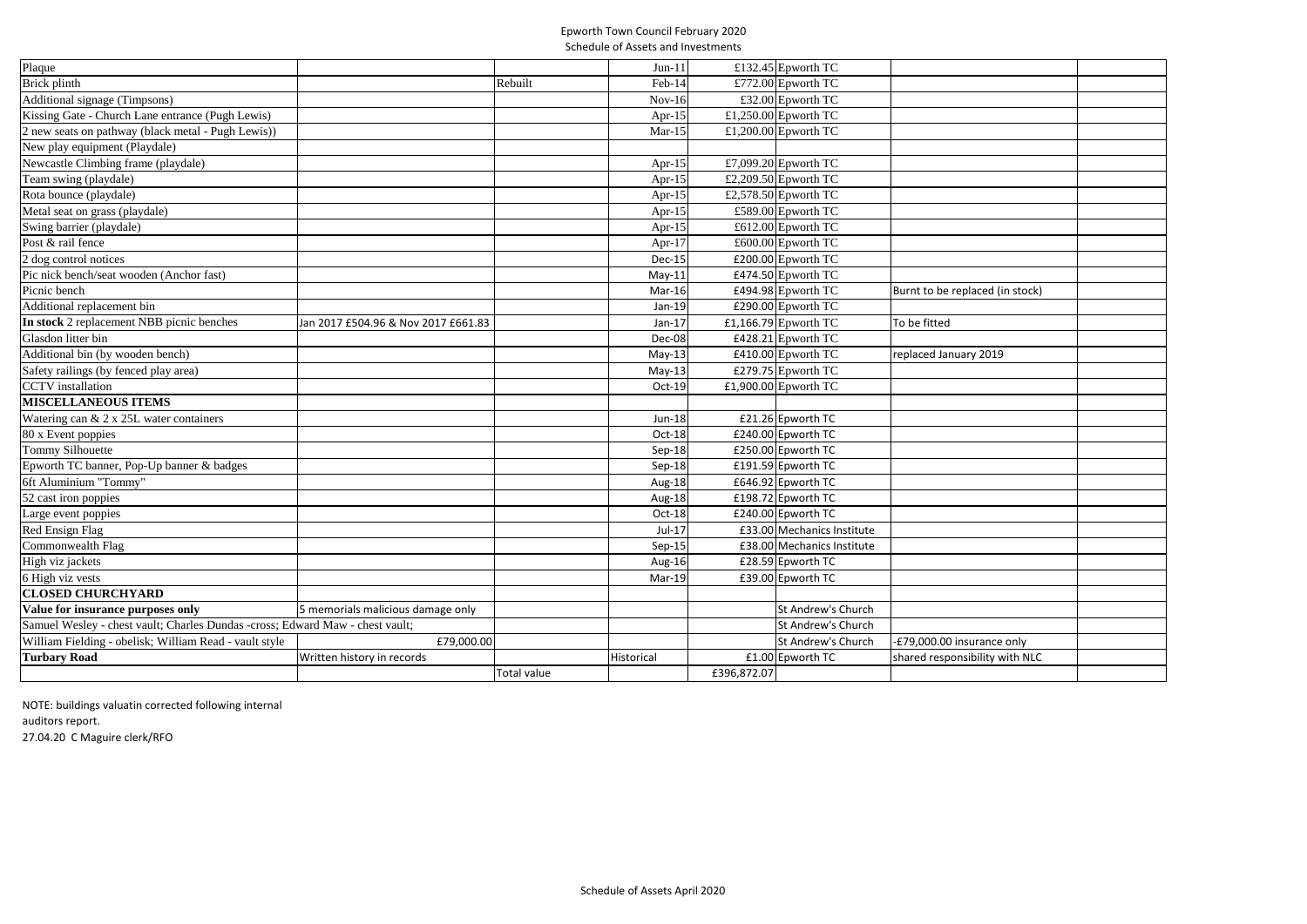Epworth Town Council February 2020
Schedule of Assets and Investments

| | | | | | | | |
|---|---|---|---|---|---|---|---|
| Plaque | | | Jun-11 | £132.45 | Epworth TC | | |
| Brick plinth | | Rebuilt | Feb-14 | £772.00 | Epworth TC | | |
| Additional signage (Timpsons) | | | Nov-16 | £32.00 | Epworth TC | | |
| Kissing Gate - Church Lane entrance (Pugh Lewis) | | | Apr-15 | £1,250.00 | Epworth TC | | |
| 2 new seats on pathway (black metal - Pugh Lewis)) | | | Mar-15 | £1,200.00 | Epworth TC | | |
| New play equipment (Playdale) | | | | | | | |
| Newcastle Climbing frame (playdale) | | | Apr-15 | £7,099.20 | Epworth TC | | |
| Team swing (playdale) | | | Apr-15 | £2,209.50 | Epworth TC | | |
| Rota bounce (playdale) | | | Apr-15 | £2,578.50 | Epworth TC | | |
| Metal seat on grass (playdale) | | | Apr-15 | £589.00 | Epworth TC | | |
| Swing barrier (playdale) | | | Apr-15 | £612.00 | Epworth TC | | |
| Post & rail fence | | | Apr-17 | £600.00 | Epworth TC | | |
| 2 dog control notices | | | Dec-15 | £200.00 | Epworth TC | | |
| Pic nick bench/seat wooden (Anchor fast) | | | May-11 | £474.50 | Epworth TC | | |
| Picnic bench | | | Mar-16 | £494.98 | Epworth TC | Burnt to be replaced (in stock) | |
| Additional replacement bin | | | Jan-19 | £290.00 | Epworth TC | | |
| **In stock** 2 replacement NBB picnic benches | Jan 2017 £504.96 & Nov 2017 £661.83 | | Jan-17 | £1,166.79 | Epworth TC | To be fitted | |
| Glasdon litter bin | | | Dec-08 | £428.21 | Epworth TC | | |
| Additional bin (by wooden bench) | | | May-13 | £410.00 | Epworth TC | replaced January 2019 | |
| Safety railings (by fenced play area) | | | May-13 | £279.75 | Epworth TC | | |
| CCTV installation | | | Oct-19 | £1,900.00 | Epworth TC | | |
| **MISCELLANEOUS ITEMS** | | | | | | | |
| Watering can & 2 x 25L water containers | | | Jun-18 | £21.26 | Epworth TC | | |
| 80 x Event poppies | | | Oct-18 | £240.00 | Epworth TC | | |
| Tommy Silhouette | | | Sep-18 | £250.00 | Epworth TC | | |
| Epworth TC banner, Pop-Up banner & badges | | | Sep-18 | £191.59 | Epworth TC | | |
| 6ft Aluminium "Tommy" | | | Aug-18 | £646.92 | Epworth TC | | |
| 52 cast iron poppies | | | Aug-18 | £198.72 | Epworth TC | | |
| Large event poppies | | | Oct-18 | £240.00 | Epworth TC | | |
| Red Ensign Flag | | | Jul-17 | £33.00 | Mechanics Institute | | |
| Commonwealth Flag | | | Sep-15 | £38.00 | Mechanics Institute | | |
| High viz jackets | | | Aug-16 | £28.59 | Epworth TC | | |
| 6 High viz vests | | | Mar-19 | £39.00 | Epworth TC | | |
| **CLOSED CHURCHYARD** | | | | | | | |
| **Value for insurance purposes only** | 5 memorials malicious damage only | | | | St Andrew's Church | | |
| Samuel Wesley - chest vault; Charles Dundas -cross; Edward Maw - chest vault; | | | | | St Andrew's Church | | |
| William Fielding - obelisk; William Read - vault style | £79,000.00 | | | | St Andrew's Church | -£79,000.00 insurance only | |
| **Turbary Road** | Written history in records | | Historical | £1.00 | Epworth TC | shared responsibility with NLC | |
| | | Total value | | £396,872.07 | | | |

NOTE: buildings valuatin corrected following internal auditors report.

27.04.20 C Maguire clerk/RFO

Schedule of Assets April 2020